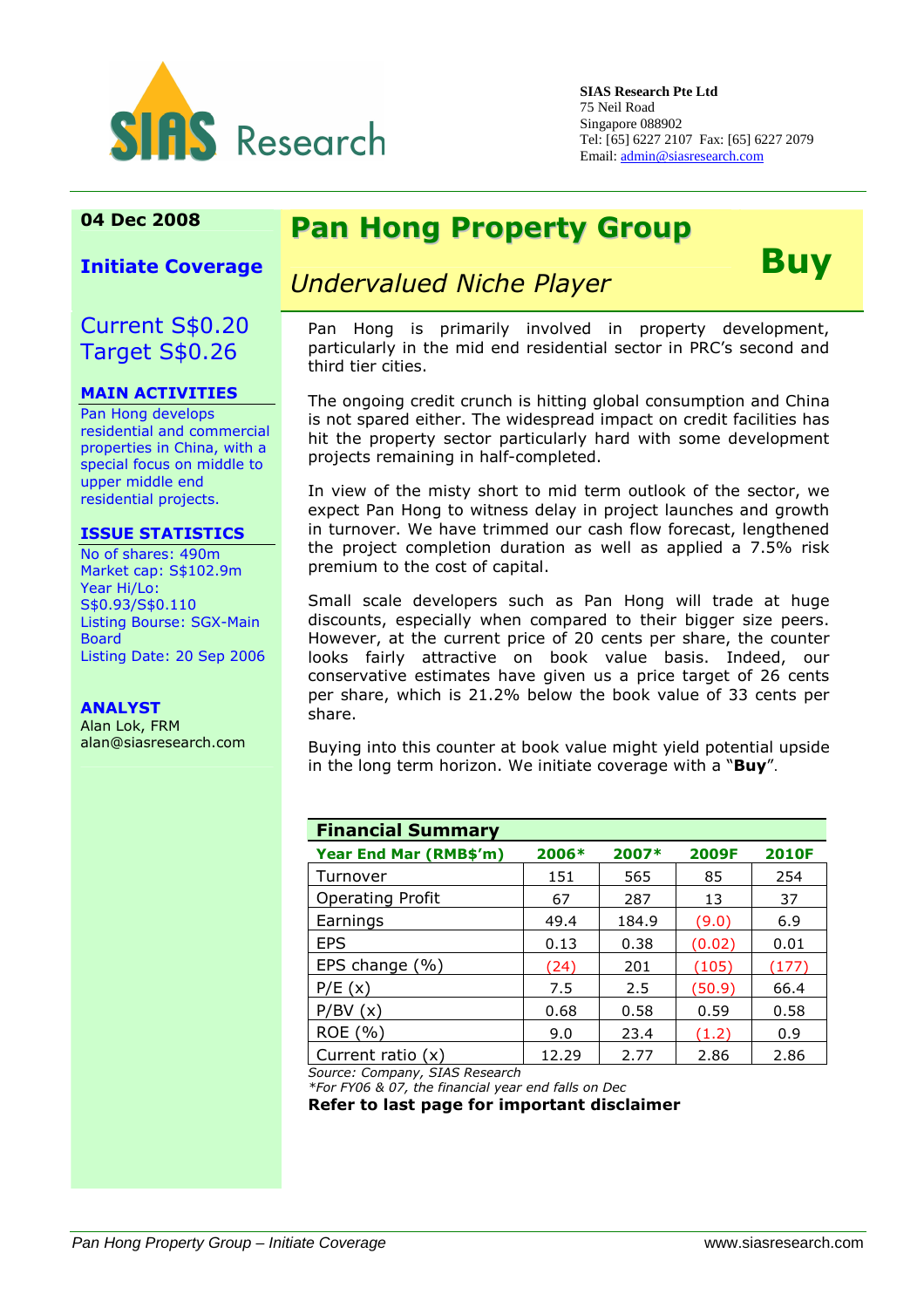SIAS Research Pte Ltd
75 Neil Road
Singapore 088902
Tel: [65] 6227 2107 Fax: [65] 6227 2079
Email: admin@siasresearch.com

**04 Dec 2008**

**Initiate Coverage**

Current S$0.20
Target S$0.26

**MAIN ACTIVITIES**

Pan Hong develops residential and commercial properties in China, with a special focus on middle to upper middle end residential projects.

**ISSUE STATISTICS**

No of shares: 490m
Market cap: S$102.9m
Year Hi/Lo: S$0.93/S$0.110
Listing Bourse: SGX-Main Board
Listing Date: 20 Sep 2006

**ANALYST**

Alan Lok, FRM
alan@siasresearch.com

# Pan Hong Property Group

## *Undervalued Niche Player*

**Buy**

Pan Hong is primarily involved in property development, particularly in the mid end residential sector in PRC's second and third tier cities.

The ongoing credit crunch is hitting global consumption and China is not spared either. The widespread impact on credit facilities has hit the property sector particularly hard with some development projects remaining in half-completed.

In view of the misty short to mid term outlook of the sector, we expect Pan Hong to witness delay in project launches and growth in turnover. We have trimmed our cash flow forecast, lengthened the project completion duration as well as applied a 7.5% risk premium to the cost of capital.

Small scale developers such as Pan Hong will trade at huge discounts, especially when compared to their bigger size peers. However, at the current price of 20 cents per share, the counter looks fairly attractive on book value basis. Indeed, our conservative estimates have given us a price target of 26 cents per share, which is 21.2% below the book value of 33 cents per share.

Buying into this counter at book value might yield potential upside in the long term horizon. We initiate coverage with a "**Buy**".

**Financial Summary**

| Year End Mar (RMB$'m) | 2006* | 2007* | 2009F | 2010F |
|---|---|---|---|---|
| Turnover | 151 | 565 | 85 | 254 |
| Operating Profit | 67 | 287 | 13 | 37 |
| Earnings | 49.4 | 184.9 | (9.0) | 6.9 |
| EPS | 0.13 | 0.38 | (0.02) | 0.01 |
| EPS change (%) | (24) | 201 | (105) | (177) |
| P/E (x) | 7.5 | 2.5 | (50.9) | 66.4 |
| P/BV (x) | 0.68 | 0.58 | 0.59 | 0.58 |
| ROE (%) | 9.0 | 23.4 | (1.2) | 0.9 |
| Current ratio (x) | 12.29 | 2.77 | 2.86 | 2.86 |

*Source: Company, SIAS Research*
*\*For FY06 & 07, the financial year end falls on Dec*

**Refer to last page for important disclaimer**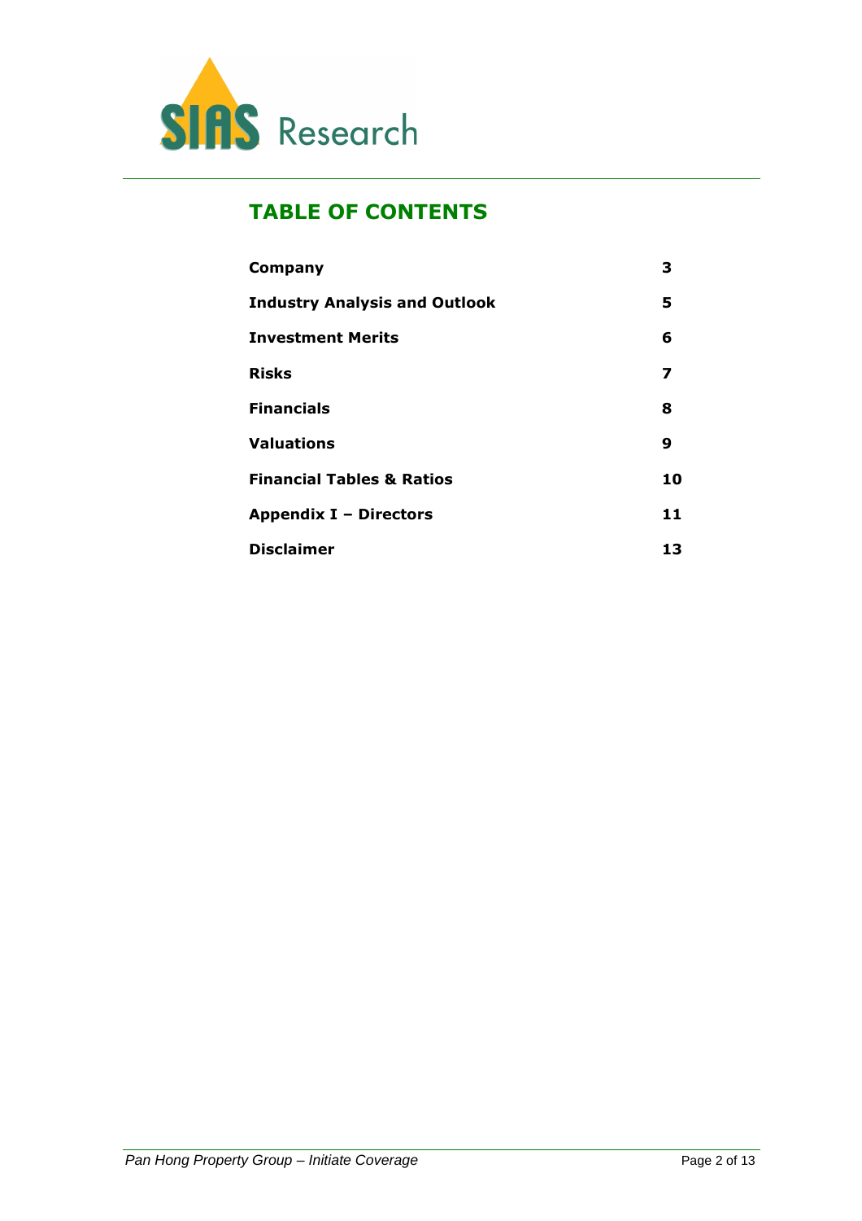## TABLE OF CONTENTS

| | |
|---|---|
| **Company** | **3** |
| **Industry Analysis and Outlook** | **5** |
| **Investment Merits** | **6** |
| **Risks** | **7** |
| **Financials** | **8** |
| **Valuations** | **9** |
| **Financial Tables & Ratios** | **10** |
| **Appendix I – Directors** | **11** |
| **Disclaimer** | **13** |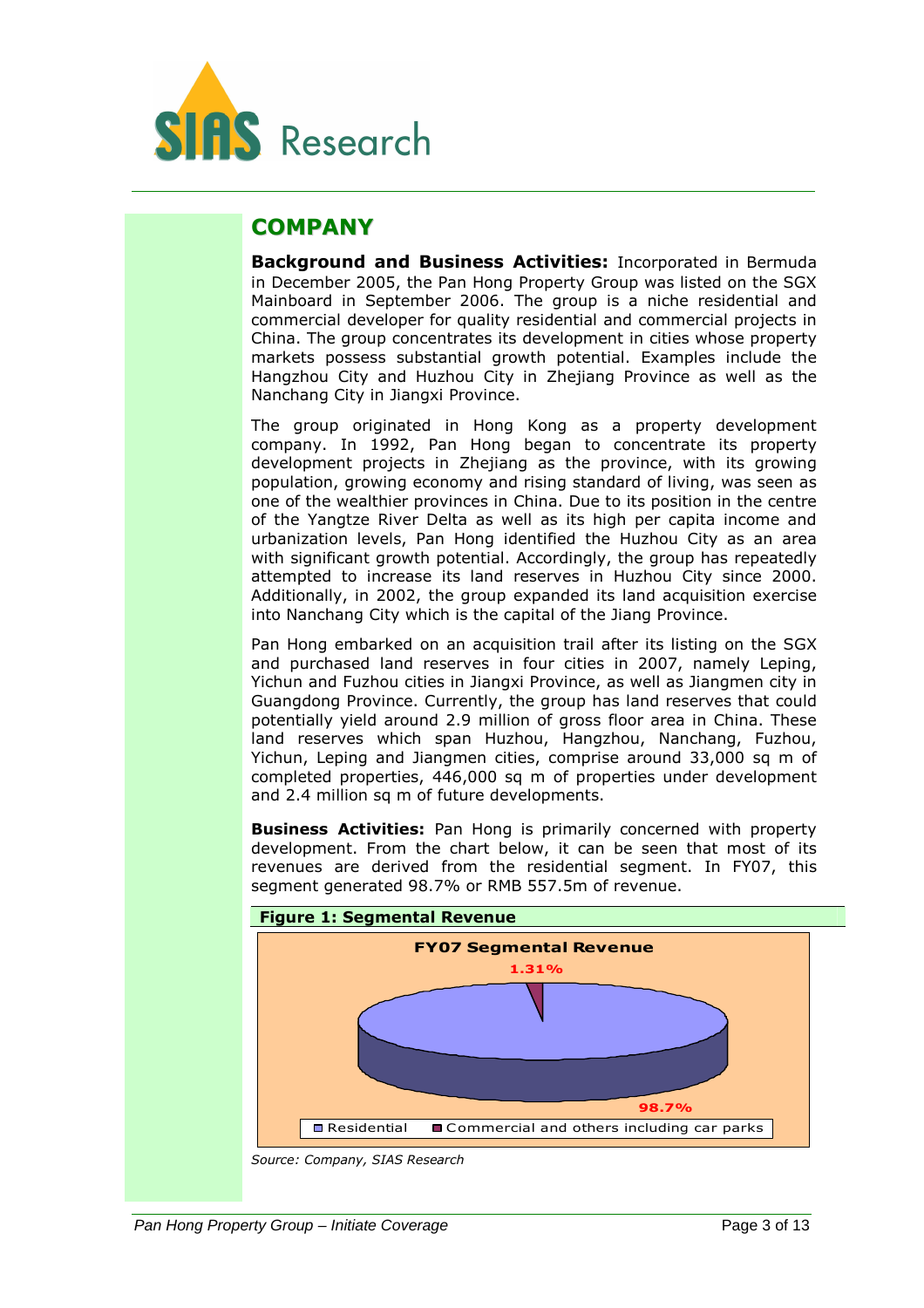## COMPANY

**Background and Business Activities:** Incorporated in Bermuda in December 2005, the Pan Hong Property Group was listed on the SGX Mainboard in September 2006. The group is a niche residential and commercial developer for quality residential and commercial projects in China. The group concentrates its development in cities whose property markets possess substantial growth potential. Examples include the Hangzhou City and Huzhou City in Zhejiang Province as well as the Nanchang City in Jiangxi Province.

The group originated in Hong Kong as a property development company. In 1992, Pan Hong began to concentrate its property development projects in Zhejiang as the province, with its growing population, growing economy and rising standard of living, was seen as one of the wealthier provinces in China. Due to its position in the centre of the Yangtze River Delta as well as its high per capita income and urbanization levels, Pan Hong identified the Huzhou City as an area with significant growth potential. Accordingly, the group has repeatedly attempted to increase its land reserves in Huzhou City since 2000. Additionally, in 2002, the group expanded its land acquisition exercise into Nanchang City which is the capital of the Jiang Province.

Pan Hong embarked on an acquisition trail after its listing on the SGX and purchased land reserves in four cities in 2007, namely Leping, Yichun and Fuzhou cities in Jiangxi Province, as well as Jiangmen city in Guangdong Province. Currently, the group has land reserves that could potentially yield around 2.9 million of gross floor area in China. These land reserves which span Huzhou, Hangzhou, Nanchang, Fuzhou, Yichun, Leping and Jiangmen cities, comprise around 33,000 sq m of completed properties, 446,000 sq m of properties under development and 2.4 million sq m of future developments.

**Business Activities:** Pan Hong is primarily concerned with property development. From the chart below, it can be seen that most of its revenues are derived from the residential segment. In FY07, this segment generated 98.7% or RMB 557.5m of revenue.

**Figure 1: Segmental Revenue**

FY07 Segmental Revenue

| Segment | Share |
|---|---|
| Residential | 98.7% |
| Commercial and others including car parks | 1.31% |

*Source: Company, SIAS Research*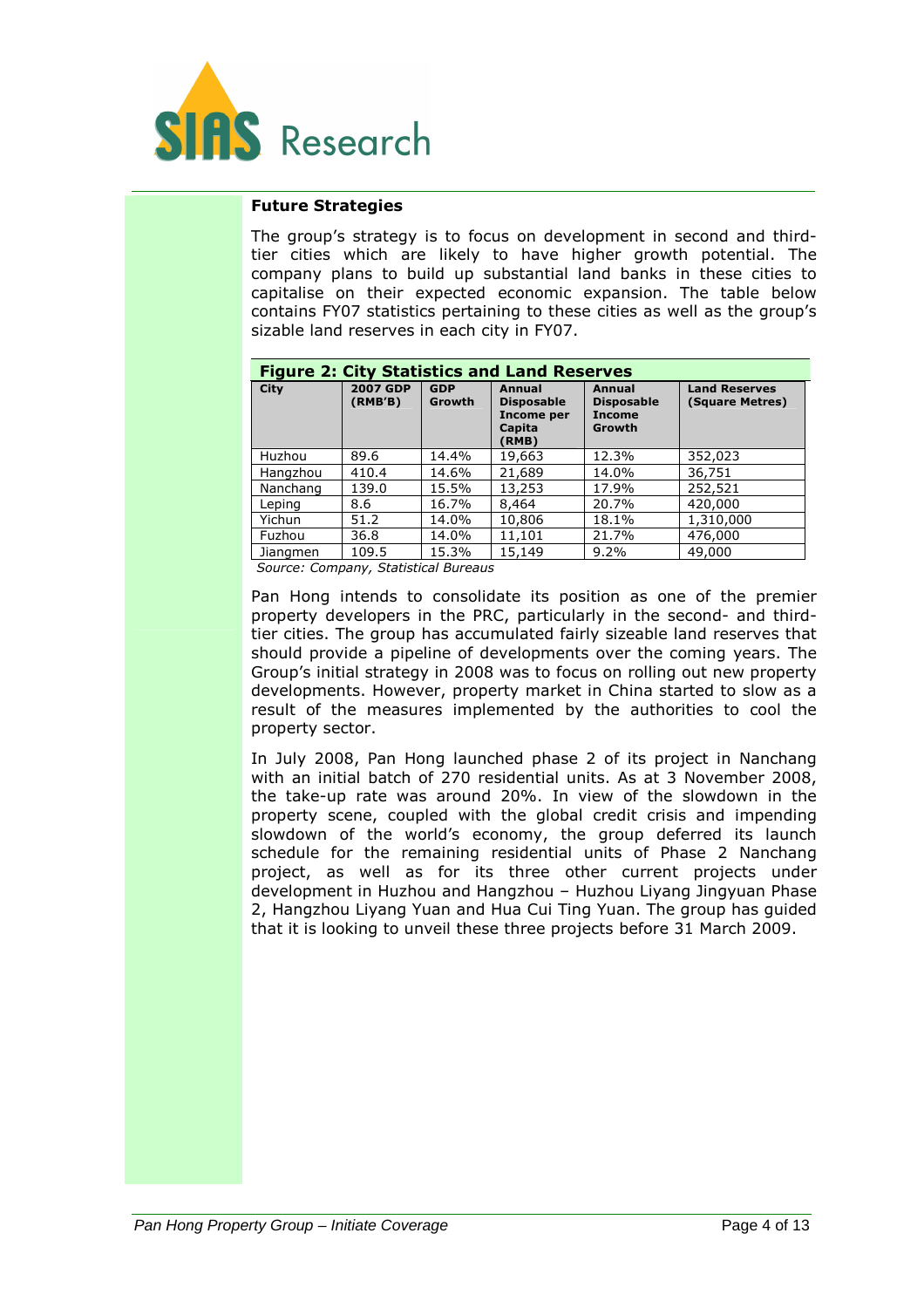**Future Strategies**

The group's strategy is to focus on development in second and third-tier cities which are likely to have higher growth potential. The company plans to build up substantial land banks in these cities to capitalise on their expected economic expansion. The table below contains FY07 statistics pertaining to these cities as well as the group's sizable land reserves in each city in FY07.

**Figure 2: City Statistics and Land Reserves**

| City | 2007 GDP (RMB'B) | GDP Growth | Annual Disposable Income per Capita (RMB) | Annual Disposable Income Growth | Land Reserves (Square Metres) |
|---|---|---|---|---|---|
| Huzhou | 89.6 | 14.4% | 19,663 | 12.3% | 352,023 |
| Hangzhou | 410.4 | 14.6% | 21,689 | 14.0% | 36,751 |
| Nanchang | 139.0 | 15.5% | 13,253 | 17.9% | 252,521 |
| Leping | 8.6 | 16.7% | 8,464 | 20.7% | 420,000 |
| Yichun | 51.2 | 14.0% | 10,806 | 18.1% | 1,310,000 |
| Fuzhou | 36.8 | 14.0% | 11,101 | 21.7% | 476,000 |
| Jiangmen | 109.5 | 15.3% | 15,149 | 9.2% | 49,000 |

*Source: Company, Statistical Bureaus*

Pan Hong intends to consolidate its position as one of the premier property developers in the PRC, particularly in the second- and third-tier cities. The group has accumulated fairly sizeable land reserves that should provide a pipeline of developments over the coming years. The Group's initial strategy in 2008 was to focus on rolling out new property developments. However, property market in China started to slow as a result of the measures implemented by the authorities to cool the property sector.

In July 2008, Pan Hong launched phase 2 of its project in Nanchang with an initial batch of 270 residential units. As at 3 November 2008, the take-up rate was around 20%. In view of the slowdown in the property scene, coupled with the global credit crisis and impending slowdown of the world's economy, the group deferred its launch schedule for the remaining residential units of Phase 2 Nanchang project, as well as for its three other current projects under development in Huzhou and Hangzhou – Huzhou Liyang Jingyuan Phase 2, Hangzhou Liyang Yuan and Hua Cui Ting Yuan. The group has guided that it is looking to unveil these three projects before 31 March 2009.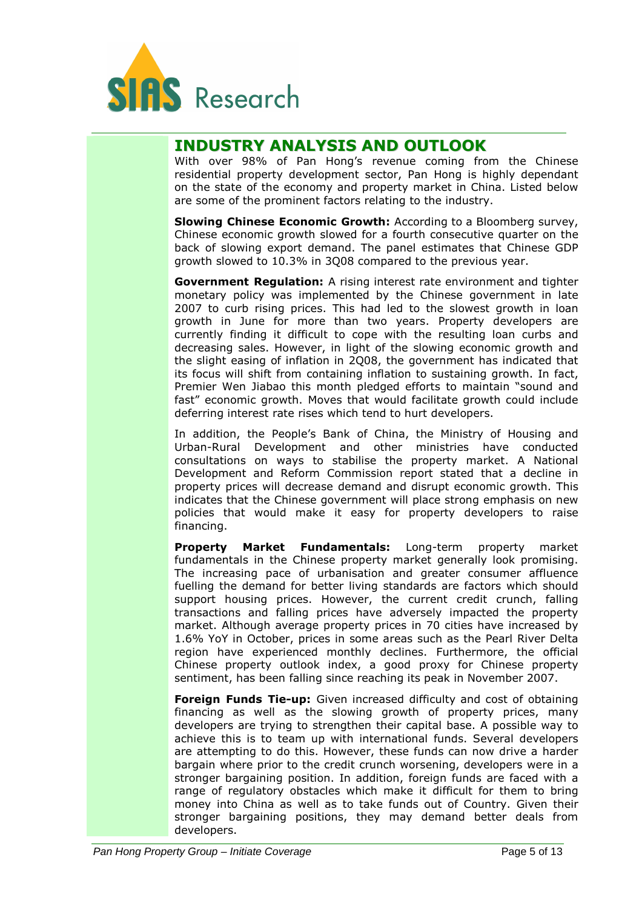## INDUSTRY ANALYSIS AND OUTLOOK

With over 98% of Pan Hong's revenue coming from the Chinese residential property development sector, Pan Hong is highly dependant on the state of the economy and property market in China. Listed below are some of the prominent factors relating to the industry.

**Slowing Chinese Economic Growth:** According to a Bloomberg survey, Chinese economic growth slowed for a fourth consecutive quarter on the back of slowing export demand. The panel estimates that Chinese GDP growth slowed to 10.3% in 3Q08 compared to the previous year.

**Government Regulation:** A rising interest rate environment and tighter monetary policy was implemented by the Chinese government in late 2007 to curb rising prices. This had led to the slowest growth in loan growth in June for more than two years. Property developers are currently finding it difficult to cope with the resulting loan curbs and decreasing sales. However, in light of the slowing economic growth and the slight easing of inflation in 2Q08, the government has indicated that its focus will shift from containing inflation to sustaining growth. In fact, Premier Wen Jiabao this month pledged efforts to maintain "sound and fast" economic growth. Moves that would facilitate growth could include deferring interest rate rises which tend to hurt developers.

In addition, the People's Bank of China, the Ministry of Housing and Urban-Rural Development and other ministries have conducted consultations on ways to stabilise the property market. A National Development and Reform Commission report stated that a decline in property prices will decrease demand and disrupt economic growth. This indicates that the Chinese government will place strong emphasis on new policies that would make it easy for property developers to raise financing.

**Property Market Fundamentals:** Long-term property market fundamentals in the Chinese property market generally look promising. The increasing pace of urbanisation and greater consumer affluence fuelling the demand for better living standards are factors which should support housing prices. However, the current credit crunch, falling transactions and falling prices have adversely impacted the property market. Although average property prices in 70 cities have increased by 1.6% YoY in October, prices in some areas such as the Pearl River Delta region have experienced monthly declines. Furthermore, the official Chinese property outlook index, a good proxy for Chinese property sentiment, has been falling since reaching its peak in November 2007.

**Foreign Funds Tie-up:** Given increased difficulty and cost of obtaining financing as well as the slowing growth of property prices, many developers are trying to strengthen their capital base. A possible way to achieve this is to team up with international funds. Several developers are attempting to do this. However, these funds can now drive a harder bargain where prior to the credit crunch worsening, developers were in a stronger bargaining position. In addition, foreign funds are faced with a range of regulatory obstacles which make it difficult for them to bring money into China as well as to take funds out of Country. Given their stronger bargaining positions, they may demand better deals from developers.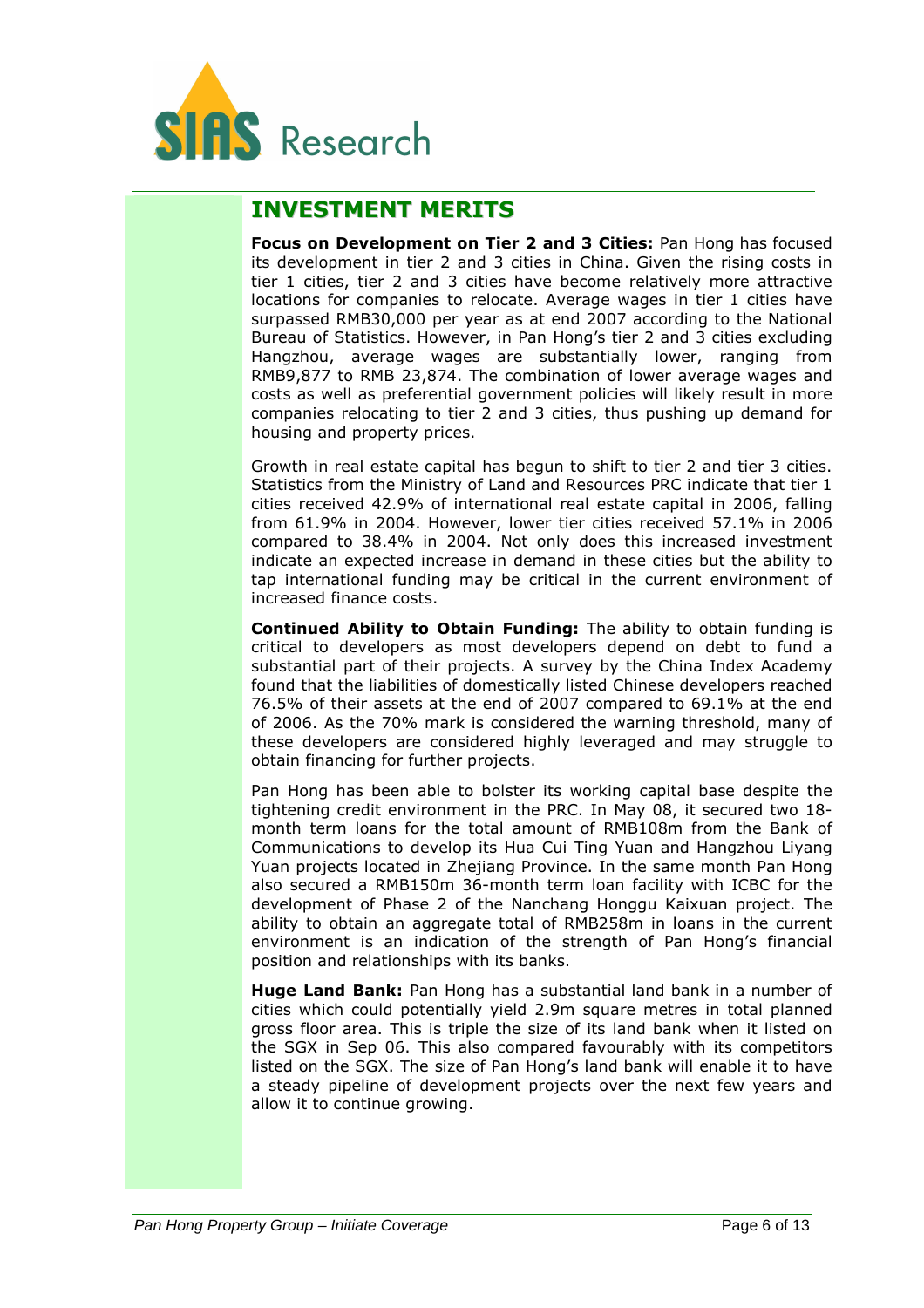## INVESTMENT MERITS

**Focus on Development on Tier 2 and 3 Cities:** Pan Hong has focused its development in tier 2 and 3 cities in China. Given the rising costs in tier 1 cities, tier 2 and 3 cities have become relatively more attractive locations for companies to relocate. Average wages in tier 1 cities have surpassed RMB30,000 per year as at end 2007 according to the National Bureau of Statistics. However, in Pan Hong's tier 2 and 3 cities excluding Hangzhou, average wages are substantially lower, ranging from RMB9,877 to RMB 23,874. The combination of lower average wages and costs as well as preferential government policies will likely result in more companies relocating to tier 2 and 3 cities, thus pushing up demand for housing and property prices.

Growth in real estate capital has begun to shift to tier 2 and tier 3 cities. Statistics from the Ministry of Land and Resources PRC indicate that tier 1 cities received 42.9% of international real estate capital in 2006, falling from 61.9% in 2004. However, lower tier cities received 57.1% in 2006 compared to 38.4% in 2004. Not only does this increased investment indicate an expected increase in demand in these cities but the ability to tap international funding may be critical in the current environment of increased finance costs.

**Continued Ability to Obtain Funding:** The ability to obtain funding is critical to developers as most developers depend on debt to fund a substantial part of their projects. A survey by the China Index Academy found that the liabilities of domestically listed Chinese developers reached 76.5% of their assets at the end of 2007 compared to 69.1% at the end of 2006. As the 70% mark is considered the warning threshold, many of these developers are considered highly leveraged and may struggle to obtain financing for further projects.

Pan Hong has been able to bolster its working capital base despite the tightening credit environment in the PRC. In May 08, it secured two 18-month term loans for the total amount of RMB108m from the Bank of Communications to develop its Hua Cui Ting Yuan and Hangzhou Liyang Yuan projects located in Zhejiang Province. In the same month Pan Hong also secured a RMB150m 36-month term loan facility with ICBC for the development of Phase 2 of the Nanchang Honggu Kaixuan project. The ability to obtain an aggregate total of RMB258m in loans in the current environment is an indication of the strength of Pan Hong's financial position and relationships with its banks.

**Huge Land Bank:** Pan Hong has a substantial land bank in a number of cities which could potentially yield 2.9m square metres in total planned gross floor area. This is triple the size of its land bank when it listed on the SGX in Sep 06. This also compared favourably with its competitors listed on the SGX. The size of Pan Hong's land bank will enable it to have a steady pipeline of development projects over the next few years and allow it to continue growing.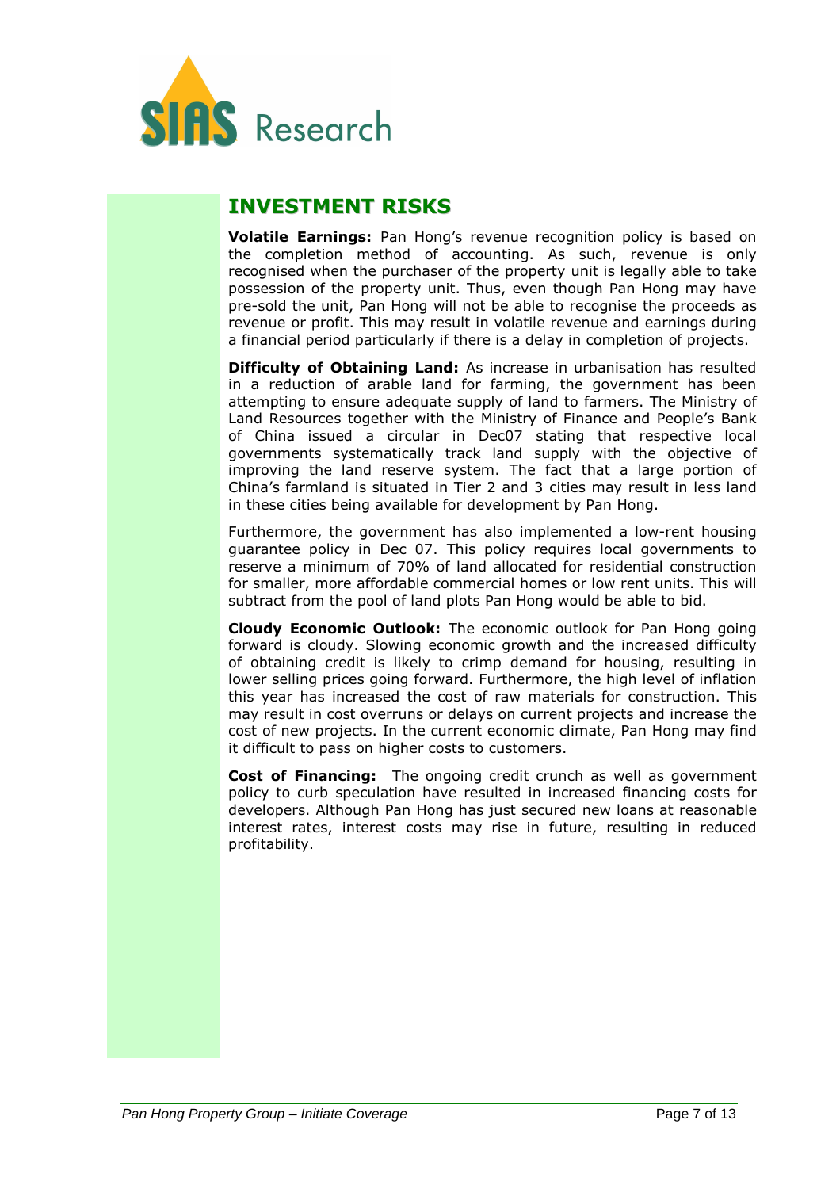## INVESTMENT RISKS

**Volatile Earnings:** Pan Hong's revenue recognition policy is based on the completion method of accounting. As such, revenue is only recognised when the purchaser of the property unit is legally able to take possession of the property unit. Thus, even though Pan Hong may have pre-sold the unit, Pan Hong will not be able to recognise the proceeds as revenue or profit. This may result in volatile revenue and earnings during a financial period particularly if there is a delay in completion of projects.

**Difficulty of Obtaining Land:** As increase in urbanisation has resulted in a reduction of arable land for farming, the government has been attempting to ensure adequate supply of land to farmers. The Ministry of Land Resources together with the Ministry of Finance and People's Bank of China issued a circular in Dec07 stating that respective local governments systematically track land supply with the objective of improving the land reserve system. The fact that a large portion of China's farmland is situated in Tier 2 and 3 cities may result in less land in these cities being available for development by Pan Hong.

Furthermore, the government has also implemented a low-rent housing guarantee policy in Dec 07. This policy requires local governments to reserve a minimum of 70% of land allocated for residential construction for smaller, more affordable commercial homes or low rent units. This will subtract from the pool of land plots Pan Hong would be able to bid.

**Cloudy Economic Outlook:** The economic outlook for Pan Hong going forward is cloudy. Slowing economic growth and the increased difficulty of obtaining credit is likely to crimp demand for housing, resulting in lower selling prices going forward. Furthermore, the high level of inflation this year has increased the cost of raw materials for construction. This may result in cost overruns or delays on current projects and increase the cost of new projects. In the current economic climate, Pan Hong may find it difficult to pass on higher costs to customers.

**Cost of Financing:** The ongoing credit crunch as well as government policy to curb speculation have resulted in increased financing costs for developers. Although Pan Hong has just secured new loans at reasonable interest rates, interest costs may rise in future, resulting in reduced profitability.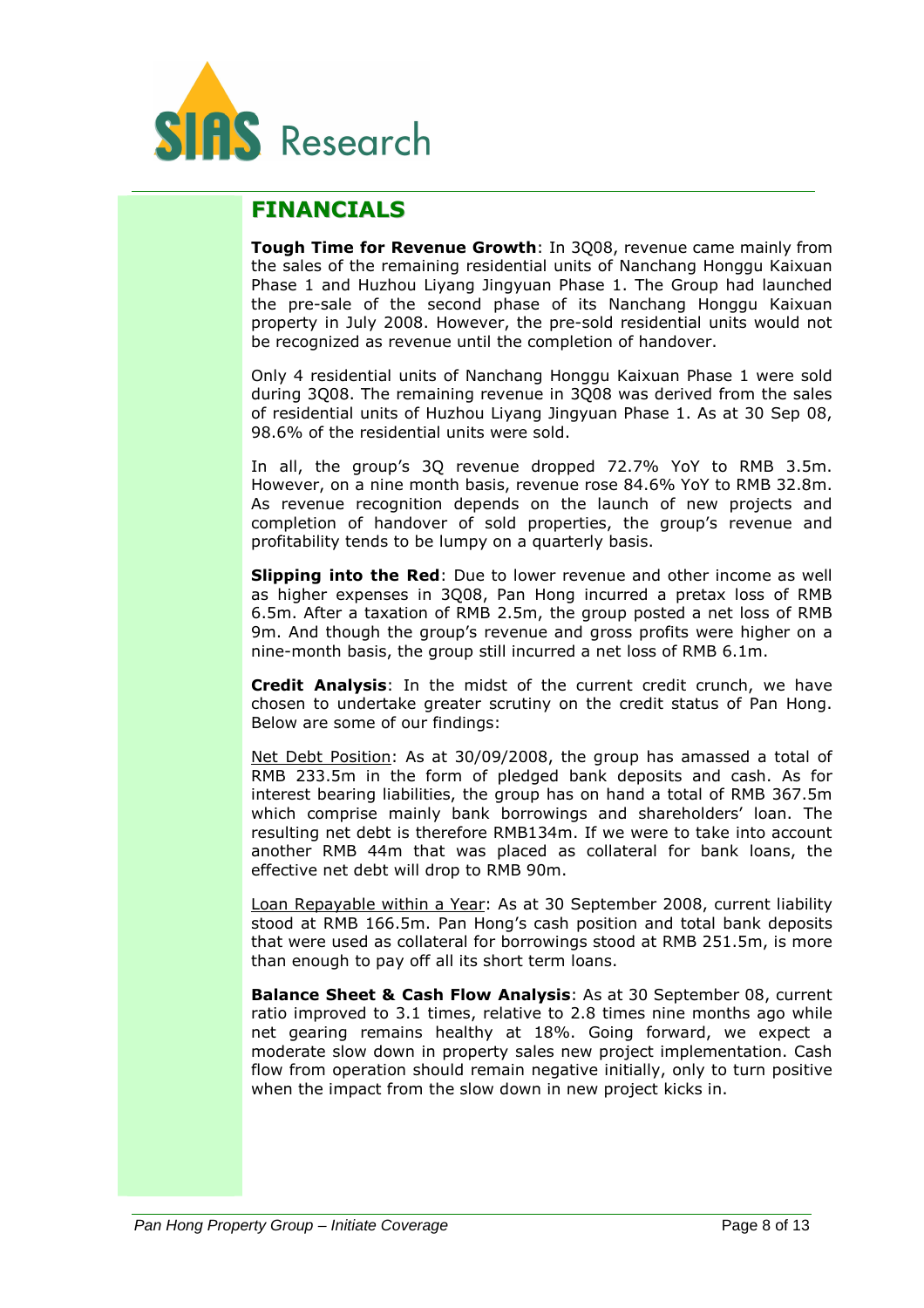## FINANCIALS

**Tough Time for Revenue Growth**: In 3Q08, revenue came mainly from the sales of the remaining residential units of Nanchang Honggu Kaixuan Phase 1 and Huzhou Liyang Jingyuan Phase 1. The Group had launched the pre-sale of the second phase of its Nanchang Honggu Kaixuan property in July 2008. However, the pre-sold residential units would not be recognized as revenue until the completion of handover.

Only 4 residential units of Nanchang Honggu Kaixuan Phase 1 were sold during 3Q08. The remaining revenue in 3Q08 was derived from the sales of residential units of Huzhou Liyang Jingyuan Phase 1. As at 30 Sep 08, 98.6% of the residential units were sold.

In all, the group's 3Q revenue dropped 72.7% YoY to RMB 3.5m. However, on a nine month basis, revenue rose 84.6% YoY to RMB 32.8m. As revenue recognition depends on the launch of new projects and completion of handover of sold properties, the group's revenue and profitability tends to be lumpy on a quarterly basis.

**Slipping into the Red**: Due to lower revenue and other income as well as higher expenses in 3Q08, Pan Hong incurred a pretax loss of RMB 6.5m. After a taxation of RMB 2.5m, the group posted a net loss of RMB 9m. And though the group's revenue and gross profits were higher on a nine-month basis, the group still incurred a net loss of RMB 6.1m.

**Credit Analysis**: In the midst of the current credit crunch, we have chosen to undertake greater scrutiny on the credit status of Pan Hong. Below are some of our findings:

Net Debt Position: As at 30/09/2008, the group has amassed a total of RMB 233.5m in the form of pledged bank deposits and cash. As for interest bearing liabilities, the group has on hand a total of RMB 367.5m which comprise mainly bank borrowings and shareholders' loan. The resulting net debt is therefore RMB134m. If we were to take into account another RMB 44m that was placed as collateral for bank loans, the effective net debt will drop to RMB 90m.

Loan Repayable within a Year: As at 30 September 2008, current liability stood at RMB 166.5m. Pan Hong's cash position and total bank deposits that were used as collateral for borrowings stood at RMB 251.5m, is more than enough to pay off all its short term loans.

**Balance Sheet & Cash Flow Analysis**: As at 30 September 08, current ratio improved to 3.1 times, relative to 2.8 times nine months ago while net gearing remains healthy at 18%. Going forward, we expect a moderate slow down in property sales new project implementation. Cash flow from operation should remain negative initially, only to turn positive when the impact from the slow down in new project kicks in.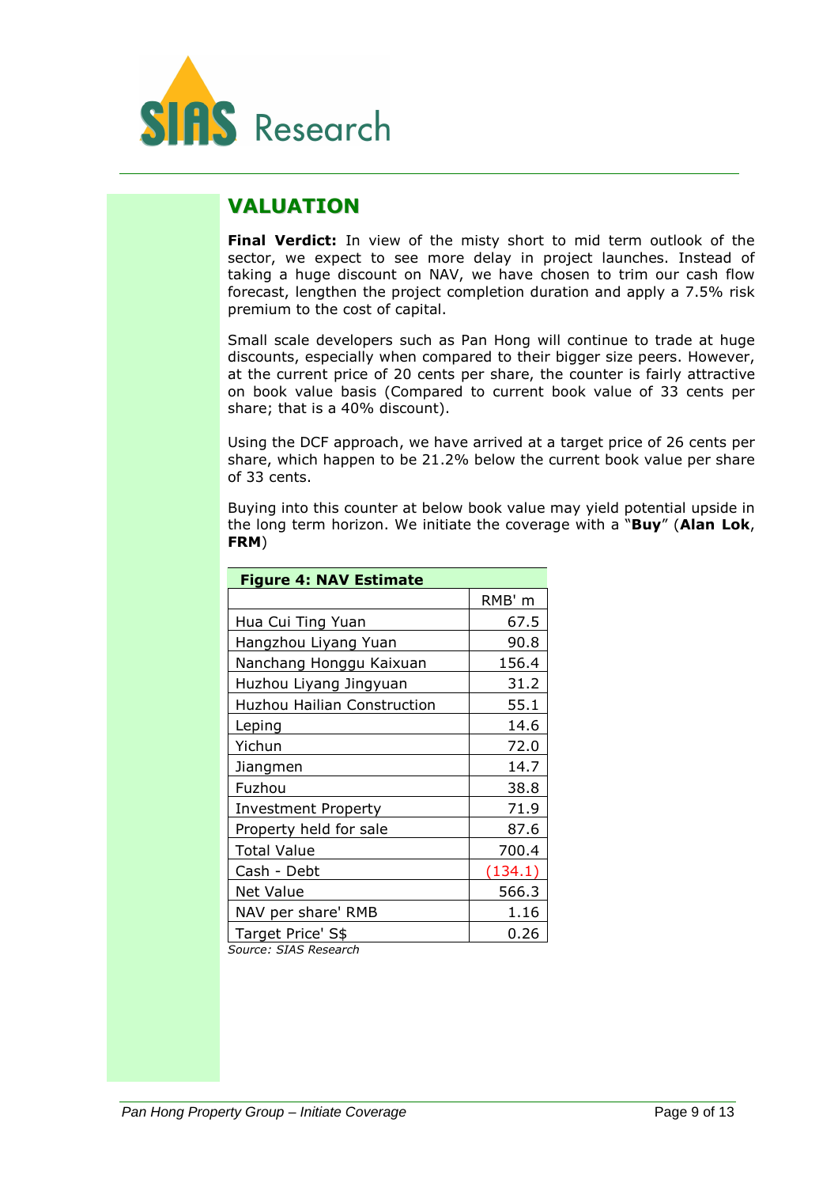## VALUATION

**Final Verdict:** In view of the misty short to mid term outlook of the sector, we expect to see more delay in project launches. Instead of taking a huge discount on NAV, we have chosen to trim our cash flow forecast, lengthen the project completion duration and apply a 7.5% risk premium to the cost of capital.

Small scale developers such as Pan Hong will continue to trade at huge discounts, especially when compared to their bigger size peers. However, at the current price of 20 cents per share, the counter is fairly attractive on book value basis (Compared to current book value of 33 cents per share; that is a 40% discount).

Using the DCF approach, we have arrived at a target price of 26 cents per share, which happen to be 21.2% below the current book value per share of 33 cents.

Buying into this counter at below book value may yield potential upside in the long term horizon. We initiate the coverage with a "**Buy**" (**Alan Lok**, **FRM**)

**Figure 4: NAV Estimate**

| | RMB' m |
|---|---|
| Hua Cui Ting Yuan | 67.5 |
| Hangzhou Liyang Yuan | 90.8 |
| Nanchang Honggu Kaixuan | 156.4 |
| Huzhou Liyang Jingyuan | 31.2 |
| Huzhou Hailian Construction | 55.1 |
| Leping | 14.6 |
| Yichun | 72.0 |
| Jiangmen | 14.7 |
| Fuzhou | 38.8 |
| Investment Property | 71.9 |
| Property held for sale | 87.6 |
| Total Value | 700.4 |
| Cash - Debt | (134.1) |
| Net Value | 566.3 |
| NAV per share' RMB | 1.16 |
| Target Price' S$ | 0.26 |

*Source: SIAS Research*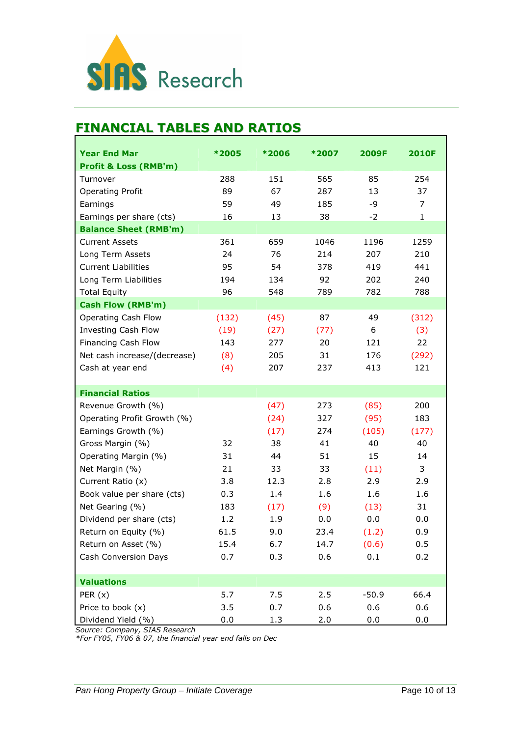## FINANCIAL TABLES AND RATIOS

| Year End Mar | *2005 | *2006 | *2007 | 2009F | 2010F |
|---|---|---|---|---|---|
| **Profit & Loss (RMB'm)** | | | | | |
| Turnover | 288 | 151 | 565 | 85 | 254 |
| Operating Profit | 89 | 67 | 287 | 13 | 37 |
| Earnings | 59 | 49 | 185 | -9 | 7 |
| Earnings per share (cts) | 16 | 13 | 38 | -2 | 1 |
| **Balance Sheet (RMB'm)** | | | | | |
| Current Assets | 361 | 659 | 1046 | 1196 | 1259 |
| Long Term Assets | 24 | 76 | 214 | 207 | 210 |
| Current Liabilities | 95 | 54 | 378 | 419 | 441 |
| Long Term Liabilities | 194 | 134 | 92 | 202 | 240 |
| Total Equity | 96 | 548 | 789 | 782 | 788 |
| **Cash Flow (RMB'm)** | | | | | |
| Operating Cash Flow | (132) | (45) | 87 | 49 | (312) |
| Investing Cash Flow | (19) | (27) | (77) | 6 | (3) |
| Financing Cash Flow | 143 | 277 | 20 | 121 | 22 |
| Net cash increase/(decrease) | (8) | 205 | 31 | 176 | (292) |
| Cash at year end | (4) | 207 | 237 | 413 | 121 |
| **Financial Ratios** | | | | | |
| Revenue Growth (%) | | (47) | 273 | (85) | 200 |
| Operating Profit Growth (%) | | (24) | 327 | (95) | 183 |
| Earnings Growth (%) | | (17) | 274 | (105) | (177) |
| Gross Margin (%) | 32 | 38 | 41 | 40 | 40 |
| Operating Margin (%) | 31 | 44 | 51 | 15 | 14 |
| Net Margin (%) | 21 | 33 | 33 | (11) | 3 |
| Current Ratio (x) | 3.8 | 12.3 | 2.8 | 2.9 | 2.9 |
| Book value per share (cts) | 0.3 | 1.4 | 1.6 | 1.6 | 1.6 |
| Net Gearing (%) | 183 | (17) | (9) | (13) | 31 |
| Dividend per share (cts) | 1.2 | 1.9 | 0.0 | 0.0 | 0.0 |
| Return on Equity (%) | 61.5 | 9.0 | 23.4 | (1.2) | 0.9 |
| Return on Asset (%) | 15.4 | 6.7 | 14.7 | (0.6) | 0.5 |
| Cash Conversion Days | 0.7 | 0.3 | 0.6 | 0.1 | 0.2 |
| **Valuations** | | | | | |
| PER (x) | 5.7 | 7.5 | 2.5 | -50.9 | 66.4 |
| Price to book (x) | 3.5 | 0.7 | 0.6 | 0.6 | 0.6 |
| Dividend Yield (%) | 0.0 | 1.3 | 2.0 | 0.0 | 0.0 |

*Source: Company, SIAS Research*
*\*For FY05, FY06 & 07, the financial year end falls on Dec*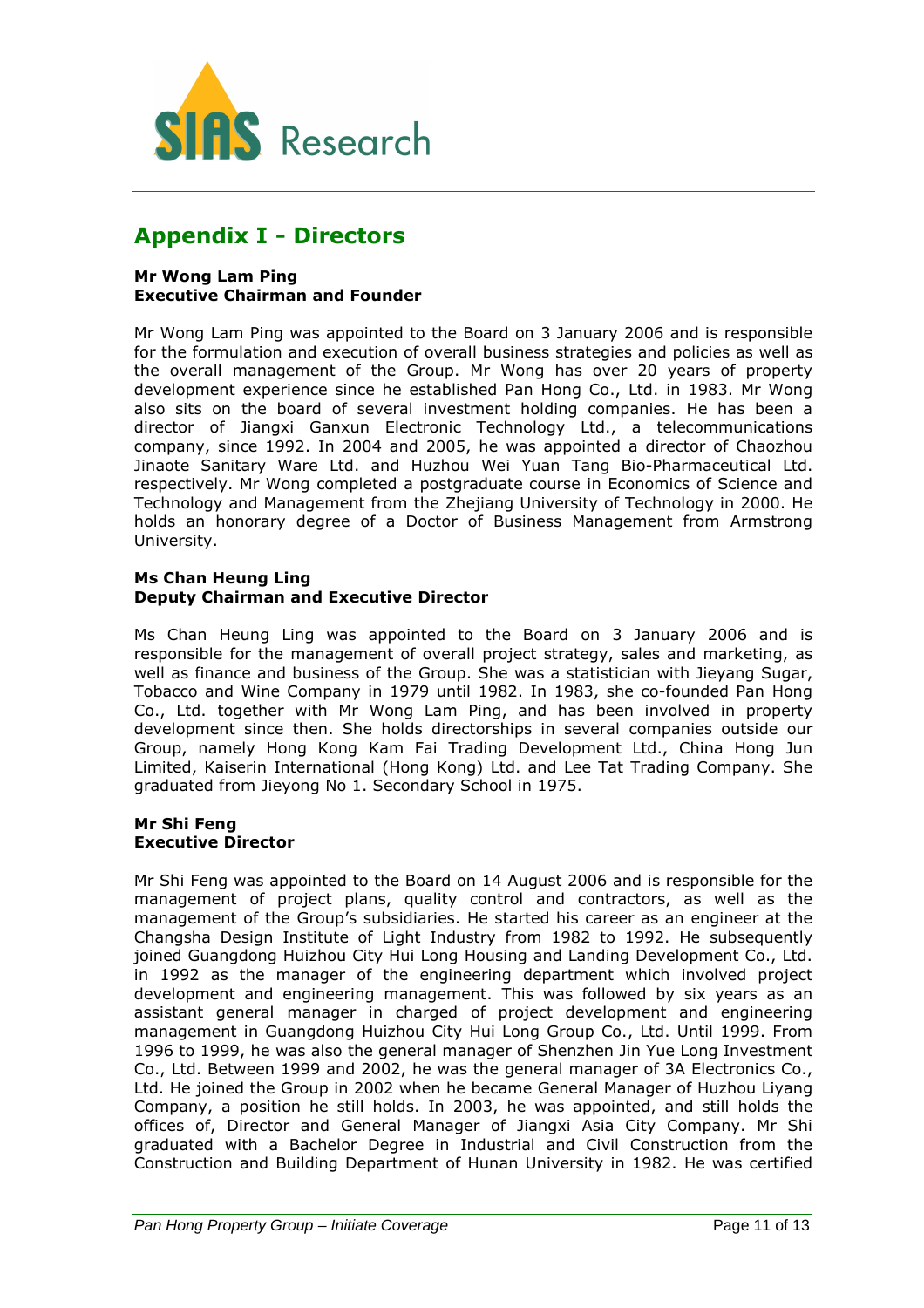## Appendix I - Directors

**Mr Wong Lam Ping**
**Executive Chairman and Founder**

Mr Wong Lam Ping was appointed to the Board on 3 January 2006 and is responsible for the formulation and execution of overall business strategies and policies as well as the overall management of the Group. Mr Wong has over 20 years of property development experience since he established Pan Hong Co., Ltd. in 1983. Mr Wong also sits on the board of several investment holding companies. He has been a director of Jiangxi Ganxun Electronic Technology Ltd., a telecommunications company, since 1992. In 2004 and 2005, he was appointed a director of Chaozhou Jinaote Sanitary Ware Ltd. and Huzhou Wei Yuan Tang Bio-Pharmaceutical Ltd. respectively. Mr Wong completed a postgraduate course in Economics of Science and Technology and Management from the Zhejiang University of Technology in 2000. He holds an honorary degree of a Doctor of Business Management from Armstrong University.

**Ms Chan Heung Ling**
**Deputy Chairman and Executive Director**

Ms Chan Heung Ling was appointed to the Board on 3 January 2006 and is responsible for the management of overall project strategy, sales and marketing, as well as finance and business of the Group. She was a statistician with Jieyang Sugar, Tobacco and Wine Company in 1979 until 1982. In 1983, she co-founded Pan Hong Co., Ltd. together with Mr Wong Lam Ping, and has been involved in property development since then. She holds directorships in several companies outside our Group, namely Hong Kong Kam Fai Trading Development Ltd., China Hong Jun Limited, Kaiserin International (Hong Kong) Ltd. and Lee Tat Trading Company. She graduated from Jieyong No 1. Secondary School in 1975.

**Mr Shi Feng**
**Executive Director**

Mr Shi Feng was appointed to the Board on 14 August 2006 and is responsible for the management of project plans, quality control and contractors, as well as the management of the Group's subsidiaries. He started his career as an engineer at the Changsha Design Institute of Light Industry from 1982 to 1992. He subsequently joined Guangdong Huizhou City Hui Long Housing and Landing Development Co., Ltd. in 1992 as the manager of the engineering department which involved project development and engineering management. This was followed by six years as an assistant general manager in charged of project development and engineering management in Guangdong Huizhou City Hui Long Group Co., Ltd. Until 1999. From 1996 to 1999, he was also the general manager of Shenzhen Jin Yue Long Investment Co., Ltd. Between 1999 and 2002, he was the general manager of 3A Electronics Co., Ltd. He joined the Group in 2002 when he became General Manager of Huzhou Liyang Company, a position he still holds. In 2003, he was appointed, and still holds the offices of, Director and General Manager of Jiangxi Asia City Company. Mr Shi graduated with a Bachelor Degree in Industrial and Civil Construction from the Construction and Building Department of Hunan University in 1982. He was certified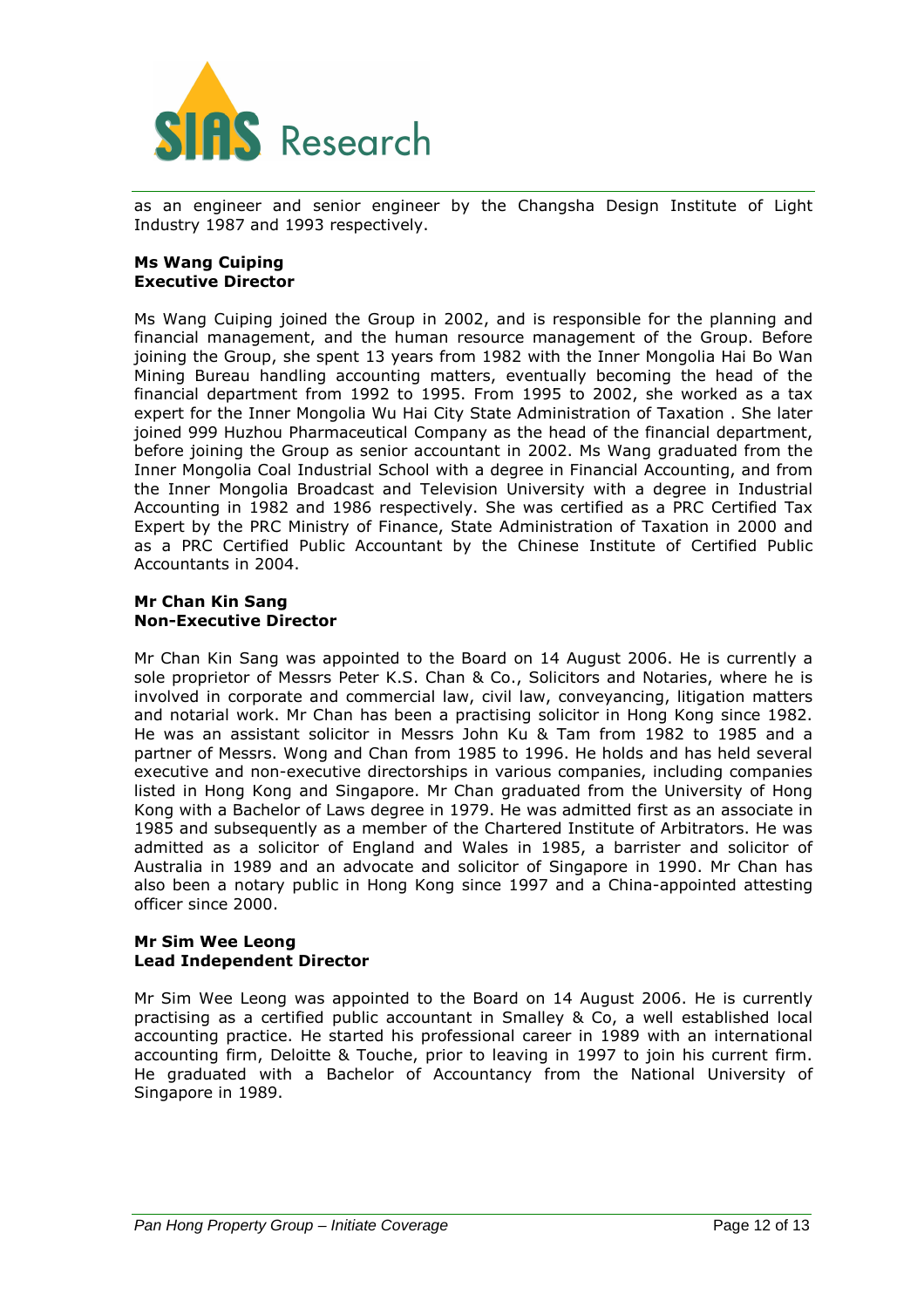as an engineer and senior engineer by the Changsha Design Institute of Light Industry 1987 and 1993 respectively.

**Ms Wang Cuiping**
**Executive Director**

Ms Wang Cuiping joined the Group in 2002, and is responsible for the planning and financial management, and the human resource management of the Group. Before joining the Group, she spent 13 years from 1982 with the Inner Mongolia Hai Bo Wan Mining Bureau handling accounting matters, eventually becoming the head of the financial department from 1992 to 1995. From 1995 to 2002, she worked as a tax expert for the Inner Mongolia Wu Hai City State Administration of Taxation . She later joined 999 Huzhou Pharmaceutical Company as the head of the financial department, before joining the Group as senior accountant in 2002. Ms Wang graduated from the Inner Mongolia Coal Industrial School with a degree in Financial Accounting, and from the Inner Mongolia Broadcast and Television University with a degree in Industrial Accounting in 1982 and 1986 respectively. She was certified as a PRC Certified Tax Expert by the PRC Ministry of Finance, State Administration of Taxation in 2000 and as a PRC Certified Public Accountant by the Chinese Institute of Certified Public Accountants in 2004.

**Mr Chan Kin Sang**
**Non-Executive Director**

Mr Chan Kin Sang was appointed to the Board on 14 August 2006. He is currently a sole proprietor of Messrs Peter K.S. Chan & Co., Solicitors and Notaries, where he is involved in corporate and commercial law, civil law, conveyancing, litigation matters and notarial work. Mr Chan has been a practising solicitor in Hong Kong since 1982. He was an assistant solicitor in Messrs John Ku & Tam from 1982 to 1985 and a partner of Messrs. Wong and Chan from 1985 to 1996. He holds and has held several executive and non-executive directorships in various companies, including companies listed in Hong Kong and Singapore. Mr Chan graduated from the University of Hong Kong with a Bachelor of Laws degree in 1979. He was admitted first as an associate in 1985 and subsequently as a member of the Chartered Institute of Arbitrators. He was admitted as a solicitor of England and Wales in 1985, a barrister and solicitor of Australia in 1989 and an advocate and solicitor of Singapore in 1990. Mr Chan has also been a notary public in Hong Kong since 1997 and a China-appointed attesting officer since 2000.

**Mr Sim Wee Leong**
**Lead Independent Director**

Mr Sim Wee Leong was appointed to the Board on 14 August 2006. He is currently practising as a certified public accountant in Smalley & Co, a well established local accounting practice. He started his professional career in 1989 with an international accounting firm, Deloitte & Touche, prior to leaving in 1997 to join his current firm. He graduated with a Bachelor of Accountancy from the National University of Singapore in 1989.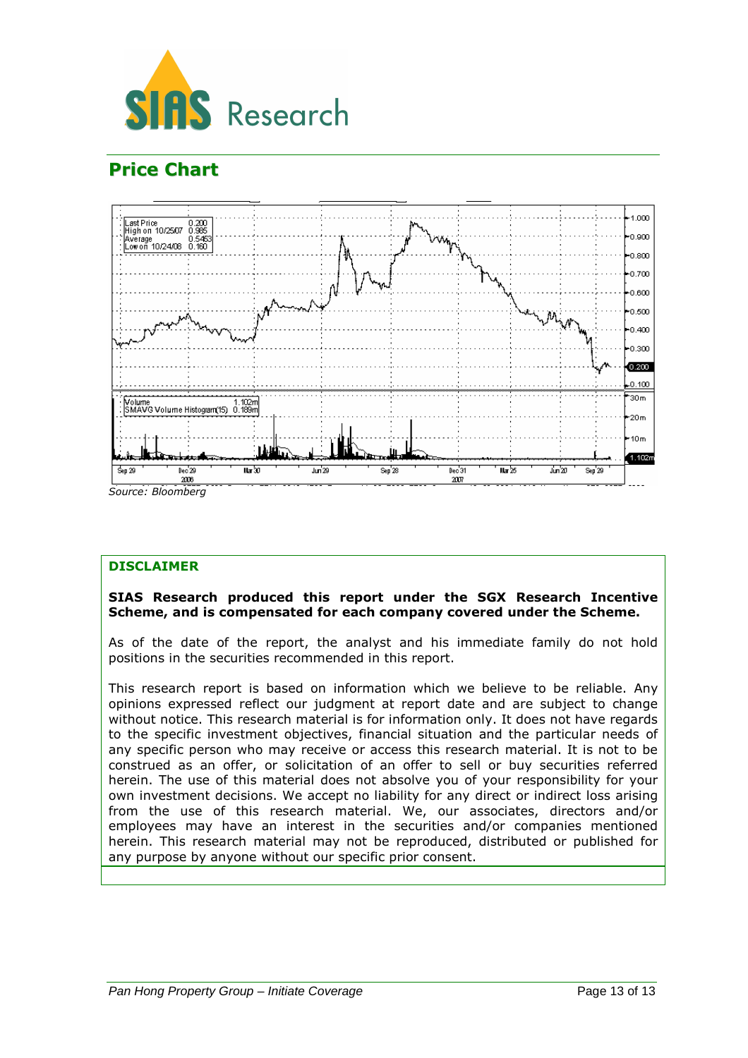## Price Chart

Last Price 0.200
High on 10/25/07 0.985
Average 0.5453
Low on 10/24/08 0.160

1.000
0.900
0.800
0.700
0.600
0.500
0.400
0.300
0.200
0.100

Volume 1.102m
SMAVG Volume Histogram(15) 0.189m

30m
20m
10m
1.102m

Sep 29
Dec 29
2006
Mar 30
Jun 29
Sep 28
Dec 31
2007
Mar 25
Jun 20
Sep 29

*Source: Bloomberg*

### DISCLAIMER

**SIAS Research produced this report under the SGX Research Incentive Scheme, and is compensated for each company covered under the Scheme.**

As of the date of the report, the analyst and his immediate family do not hold positions in the securities recommended in this report.

This research report is based on information which we believe to be reliable. Any opinions expressed reflect our judgment at report date and are subject to change without notice. This research material is for information only. It does not have regards to the specific investment objectives, financial situation and the particular needs of any specific person who may receive or access this research material. It is not to be construed as an offer, or solicitation of an offer to sell or buy securities referred herein. The use of this material does not absolve you of your responsibility for your own investment decisions. We accept no liability for any direct or indirect loss arising from the use of this research material. We, our associates, directors and/or employees may have an interest in the securities and/or companies mentioned herein. This research material may not be reproduced, distributed or published for any purpose by anyone without our specific prior consent.